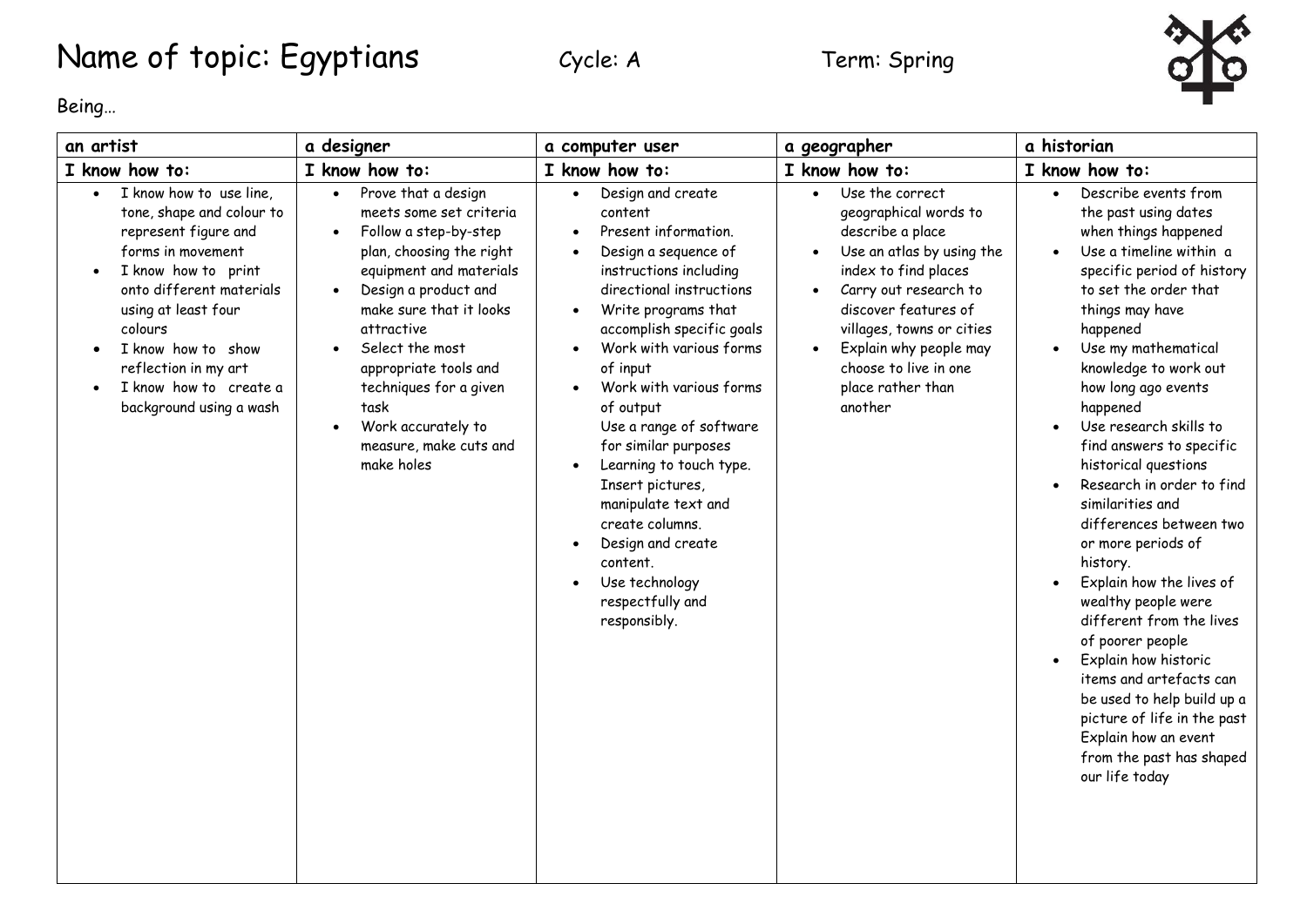# Name of topic: Egyptians

Cycle: A

Term: Spring

Being…

| an artist | a designer | a computer user | a geographer | a historian |
|---|---|---|---|---|
| **I know how to:** | **I know how to:** | **I know how to:** | **I know how to:** | **I know how to:** |
| • I know how to use line, tone, shape and colour to represent figure and forms in movement<br>• I know how to print onto different materials using at least four colours<br>• I know how to show reflection in my art<br>• I know how to create a background using a wash | • Prove that a design meets some set criteria<br>• Follow a step-by-step plan, choosing the right equipment and materials<br>• Design a product and make sure that it looks attractive<br>• Select the most appropriate tools and techniques for a given task<br>• Work accurately to measure, make cuts and make holes | • Design and create content<br>• Present information.<br>• Design a sequence of instructions including directional instructions<br>• Write programs that accomplish specific goals<br>• Work with various forms of input<br>• Work with various forms of output<br>Use a range of software for similar purposes<br>• Learning to touch type. Insert pictures, manipulate text and create columns.<br>• Design and create content.<br>• Use technology respectfully and responsibly. | • Use the correct geographical words to describe a place<br>• Use an atlas by using the index to find places<br>• Carry out research to discover features of villages, towns or cities<br>• Explain why people may choose to live in one place rather than another | • Describe events from the past using dates when things happened<br>• Use a timeline within a specific period of history to set the order that things may have happened<br>• Use my mathematical knowledge to work out how long ago events happened<br>• Use research skills to find answers to specific historical questions<br>• Research in order to find similarities and differences between two or more periods of history.<br>• Explain how the lives of wealthy people were different from the lives of poorer people<br>• Explain how historic items and artefacts can be used to help build up a picture of life in the past<br>Explain how an event from the past has shaped our life today |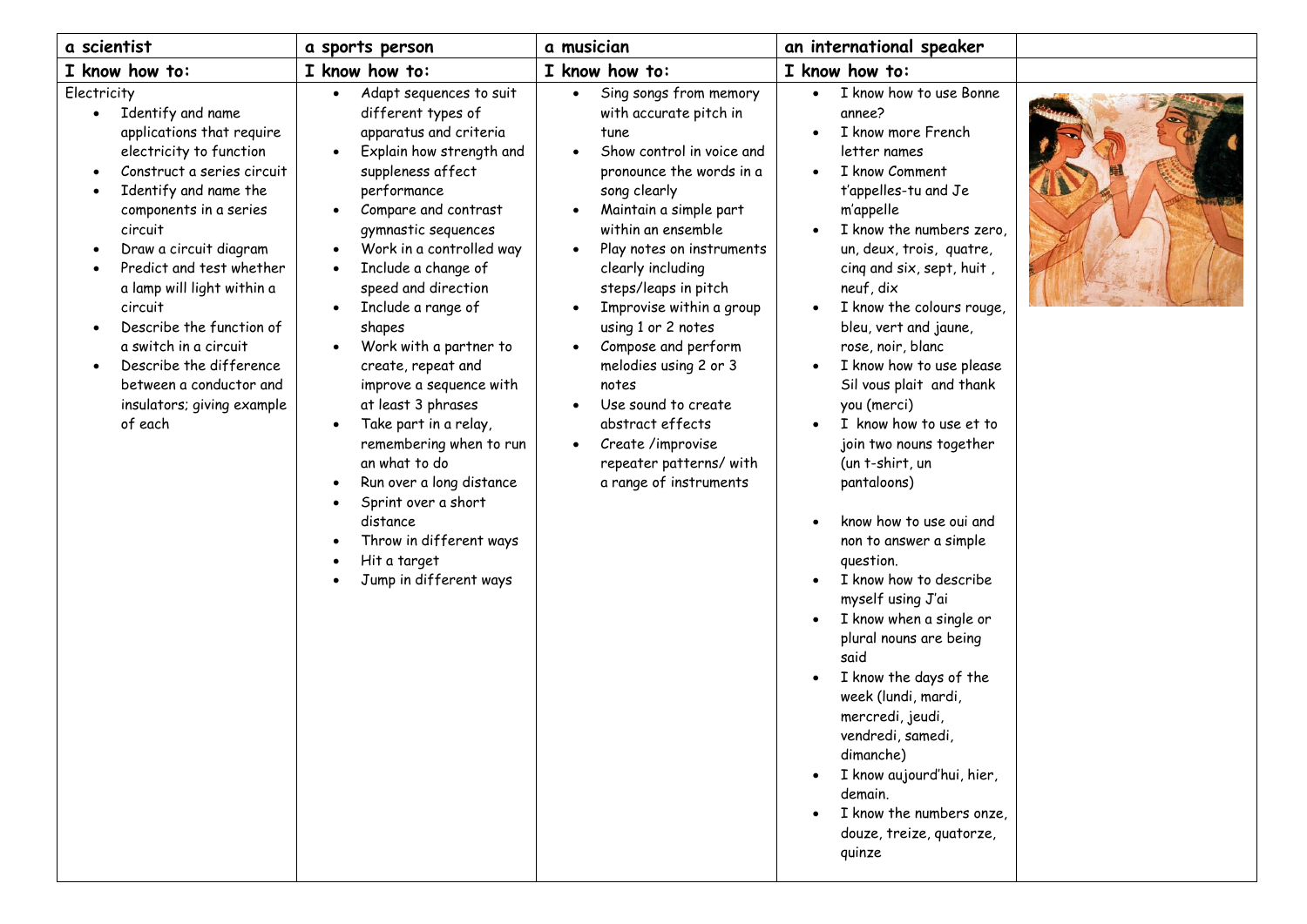| a scientist | a sports person | a musician | an international speaker | |
|---|---|---|---|---|
| **I know how to:** | **I know how to:** | **I know how to:** | **I know how to:** | |
| Electricity<br>• Identify and name applications that require electricity to function<br>• Construct a series circuit<br>• Identify and name the components in a series circuit<br>• Draw a circuit diagram<br>• Predict and test whether a lamp will light within a circuit<br>• Describe the function of a switch in a circuit<br>• Describe the difference between a conductor and insulators; giving example of each | • Adapt sequences to suit different types of apparatus and criteria<br>• Explain how strength and suppleness affect performance<br>• Compare and contrast gymnastic sequences<br>• Work in a controlled way<br>• Include a change of speed and direction<br>• Include a range of shapes<br>• Work with a partner to create, repeat and improve a sequence with at least 3 phrases<br>• Take part in a relay, remembering when to run an what to do<br>• Run over a long distance<br>• Sprint over a short distance<br>• Throw in different ways<br>• Hit a target<br>• Jump in different ways | • Sing songs from memory with accurate pitch in tune<br>• Show control in voice and pronounce the words in a song clearly<br>• Maintain a simple part within an ensemble<br>• Play notes on instruments clearly including steps/leaps in pitch<br>• Improvise within a group using 1 or 2 notes<br>• Compose and perform melodies using 2 or 3 notes<br>• Use sound to create abstract effects<br>• Create /improvise repeater patterns/ with a range of instruments | • I know how to use Bonne annee?<br>• I know more French letter names<br>• I know Comment t'appelles-tu and Je m'appelle<br>• I know the numbers zero, un, deux, trois, quatre, cinq and six, sept, huit , neuf, dix<br>• I know the colours rouge, bleu, vert and jaune, rose, noir, blanc<br>• I know how to use please Sil vous plait and thank you (merci)<br>• I know how to use et to join two nouns together (un t-shirt, un pantaloons)<br>• know how to use oui and non to answer a simple question.<br>• I know how to describe myself using J'ai<br>• I know when a single or plural nouns are being said<br>• I know the days of the week (lundi, mardi, mercredi, jeudi, vendredi, samedi, dimanche)<br>• I know aujourd'hui, hier, demain.<br>• I know the numbers onze, douze, treize, quatorze, quinze | |